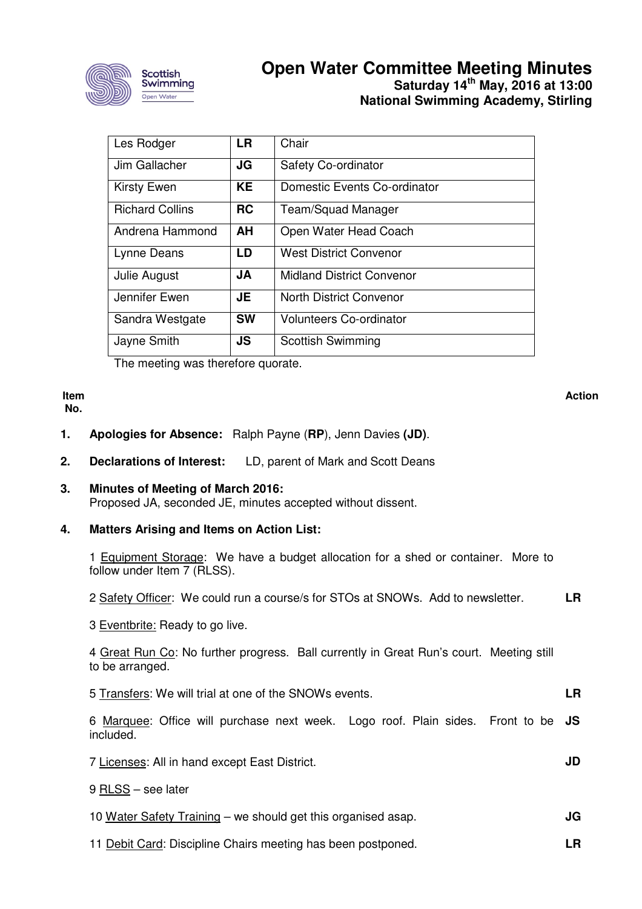# Open Water Committee Meeting Minutes

**Saturday 14th May, 2016 at 13:00**
**National Swimming Academy, Stirling**

| | | |
|---|---|---|
| Les Rodger | **LR** | Chair |
| Jim Gallacher | **JG** | Safety Co-ordinator |
| Kirsty Ewen | **KE** | Domestic Events Co-ordinator |
| Richard Collins | **RC** | Team/Squad Manager |
| Andrena Hammond | **AH** | Open Water Head Coach |
| Lynne Deans | **LD** | West District Convenor |
| Julie August | **JA** | Midland District Convenor |
| Jennifer Ewen | **JE** | North District Convenor |
| Sandra Westgate | **SW** | Volunteers Co-ordinator |
| Jayne Smith | **JS** | Scottish Swimming |

The meeting was therefore quorate.

**Item No.** | **Action**

**1. Apologies for Absence:** Ralph Payne (**RP**), Jenn Davies **(JD)**.

**2. Declarations of Interest:** LD, parent of Mark and Scott Deans

**3. Minutes of Meeting of March 2016:**
Proposed JA, seconded JE, minutes accepted without dissent.

**4. Matters Arising and Items on Action List:**

1 Equipment Storage: We have a budget allocation for a shed or container. More to follow under Item 7 (RLSS).

2 Safety Officer: We could run a course/s for STOs at SNOWs. Add to newsletter. — **LR**

3 Eventbrite: Ready to go live.

4 Great Run Co: No further progress. Ball currently in Great Run's court. Meeting still to be arranged.

5 Transfers: We will trial at one of the SNOWs events. — **LR**

6 Marquee: Office will purchase next week. Logo roof. Plain sides. Front to be included. — **JS**

7 Licenses: All in hand except East District. — **JD**

9 RLSS – see later

10 Water Safety Training – we should get this organised asap. — **JG**

11 Debit Card: Discipline Chairs meeting has been postponed. — **LR**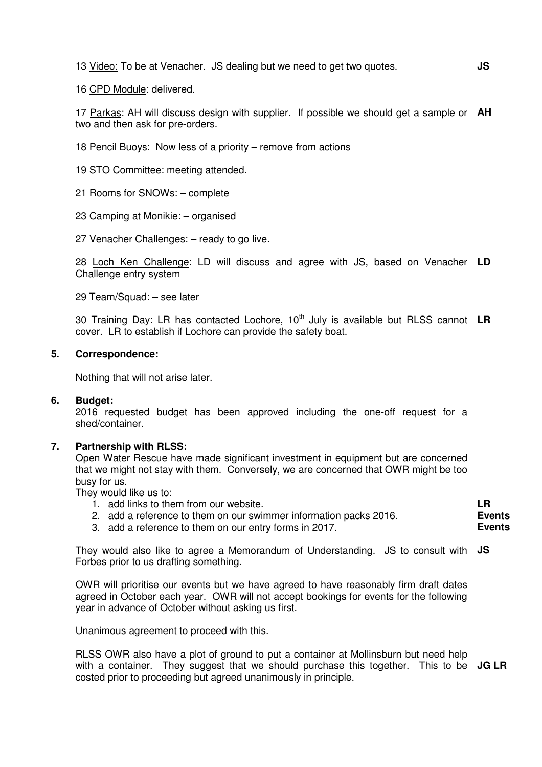13 Video: To be at Venacher. JS dealing but we need to get two quotes. **JS**

16 CPD Module: delivered.

17 Parkas: AH will discuss design with supplier. If possible we should get a sample or two and then ask for pre-orders. **AH**

18 Pencil Buoys: Now less of a priority – remove from actions

19 STO Committee: meeting attended.

21 Rooms for SNOWs: – complete

23 Camping at Monikie: – organised

27 Venacher Challenges: – ready to go live.

28 Loch Ken Challenge: LD will discuss and agree with JS, based on Venacher Challenge entry system **LD**

29 Team/Squad: – see later

30 Training Day: LR has contacted Lochore, 10th July is available but RLSS cannot cover. LR to establish if Lochore can provide the safety boat. **LR**

## 5. Correspondence:

Nothing that will not arise later.

## 6. Budget:

2016 requested budget has been approved including the one-off request for a shed/container.

## 7. Partnership with RLSS:

Open Water Rescue have made significant investment in equipment but are concerned that we might not stay with them. Conversely, we are concerned that OWR might be too busy for us.

They would like us to:

1. add links to them from our website. **LR**
2. add a reference to them on our swimmer information packs 2016. **Events**
3. add a reference to them on our entry forms in 2017. **Events**

They would also like to agree a Memorandum of Understanding. JS to consult with Forbes prior to us drafting something. **JS**

OWR will prioritise our events but we have agreed to have reasonably firm draft dates agreed in October each year. OWR will not accept bookings for events for the following year in advance of October without asking us first.

Unanimous agreement to proceed with this.

RLSS OWR also have a plot of ground to put a container at Mollinsburn but need help with a container. They suggest that we should purchase this together. This to be costed prior to proceeding but agreed unanimously in principle. **JG LR**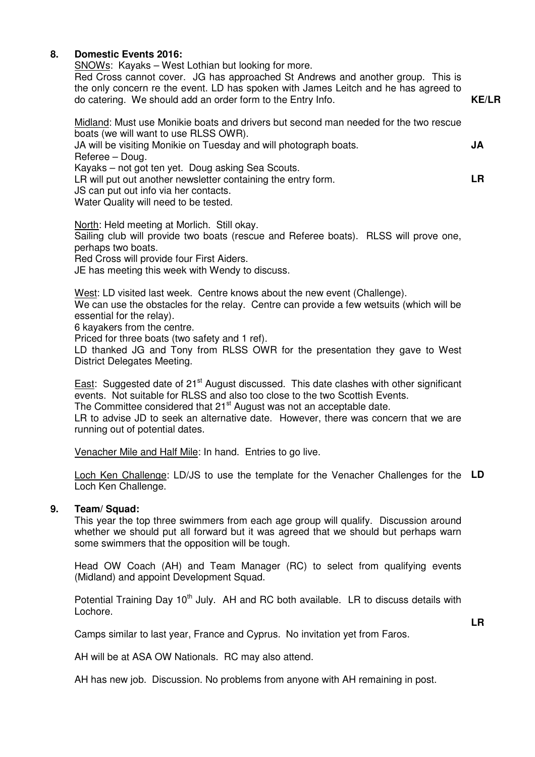## 8. Domestic Events 2016:

<u>SNOWs</u>: Kayaks – West Lothian but looking for more.
Red Cross cannot cover. JG has approached St Andrews and another group. This is the only concern re the event. LD has spoken with James Leitch and he has agreed to do catering. We should add an order form to the Entry Info. **KE/LR**

<u>Midland</u>: Must use Monikie boats and drivers but second man needed for the two rescue boats (we will want to use RLSS OWR).
JA will be visiting Monikie on Tuesday and will photograph boats. **JA**
Referee – Doug.
Kayaks – not got ten yet. Doug asking Sea Scouts.
LR will put out another newsletter containing the entry form. **LR**
JS can put out info via her contacts.
Water Quality will need to be tested.

<u>North</u>: Held meeting at Morlich. Still okay.
Sailing club will provide two boats (rescue and Referee boats). RLSS will prove one, perhaps two boats.
Red Cross will provide four First Aiders.
JE has meeting this week with Wendy to discuss.

<u>West</u>: LD visited last week. Centre knows about the new event (Challenge).
We can use the obstacles for the relay. Centre can provide a few wetsuits (which will be essential for the relay).
6 kayakers from the centre.
Priced for three boats (two safety and 1 ref).
LD thanked JG and Tony from RLSS OWR for the presentation they gave to West District Delegates Meeting.

<u>East</u>: Suggested date of 21st August discussed. This date clashes with other significant events. Not suitable for RLSS and also too close to the two Scottish Events.
The Committee considered that 21st August was not an acceptable date.
LR to advise JD to seek an alternative date. However, there was concern that we are running out of potential dates.

<u>Venacher Mile and Half Mile</u>: In hand. Entries to go live.

<u>Loch Ken Challenge</u>: LD/JS to use the template for the Venacher Challenges for the Loch Ken Challenge. **LD**

## 9. Team/ Squad:

This year the top three swimmers from each age group will qualify. Discussion around whether we should put all forward but it was agreed that we should but perhaps warn some swimmers that the opposition will be tough.

Head OW Coach (AH) and Team Manager (RC) to select from qualifying events (Midland) and appoint Development Squad.

Potential Training Day 10th July. AH and RC both available. LR to discuss details with Lochore. **LR**

Camps similar to last year, France and Cyprus. No invitation yet from Faros.

AH will be at ASA OW Nationals. RC may also attend.

AH has new job. Discussion. No problems from anyone with AH remaining in post.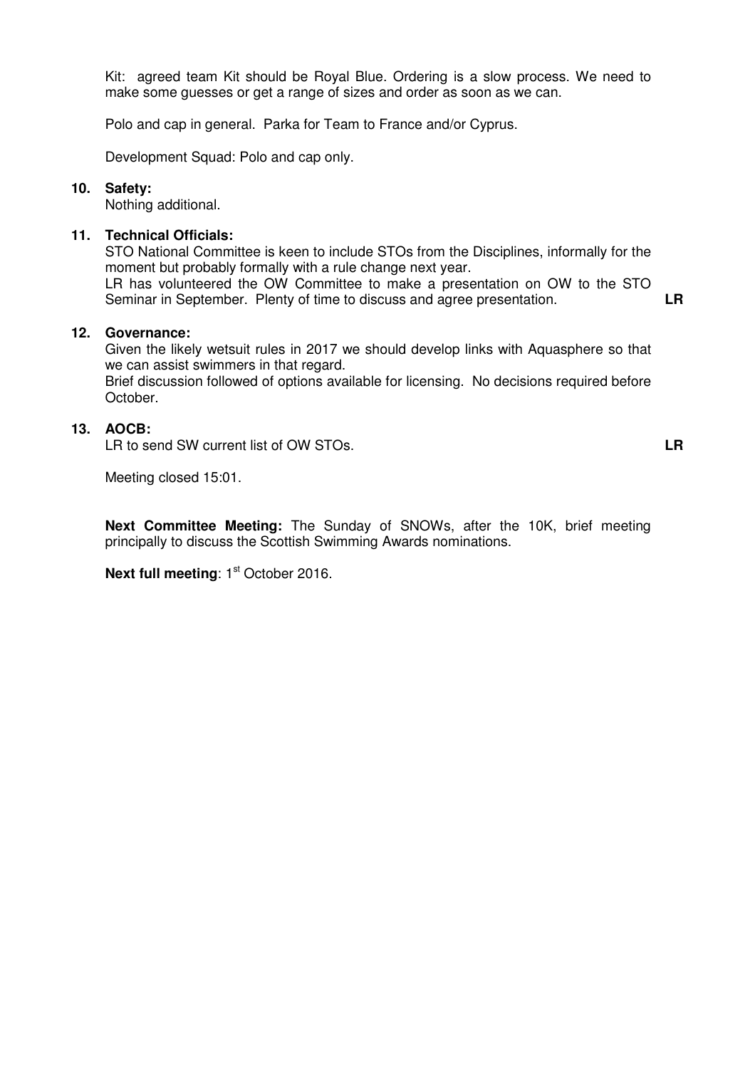Kit: agreed team Kit should be Royal Blue. Ordering is a slow process. We need to make some guesses or get a range of sizes and order as soon as we can.

Polo and cap in general. Parka for Team to France and/or Cyprus.

Development Squad: Polo and cap only.

**10. Safety:**

Nothing additional.

**11. Technical Officials:**

STO National Committee is keen to include STOs from the Disciplines, informally for the moment but probably formally with a rule change next year.

LR has volunteered the OW Committee to make a presentation on OW to the STO Seminar in September. Plenty of time to discuss and agree presentation. **LR**

**12. Governance:**

Given the likely wetsuit rules in 2017 we should develop links with Aquasphere so that we can assist swimmers in that regard.

Brief discussion followed of options available for licensing. No decisions required before October.

**13. AOCB:**

LR to send SW current list of OW STOs. **LR**

Meeting closed 15:01.

**Next Committee Meeting:** The Sunday of SNOWs, after the 10K, brief meeting principally to discuss the Scottish Swimming Awards nominations.

**Next full meeting**: 1st October 2016.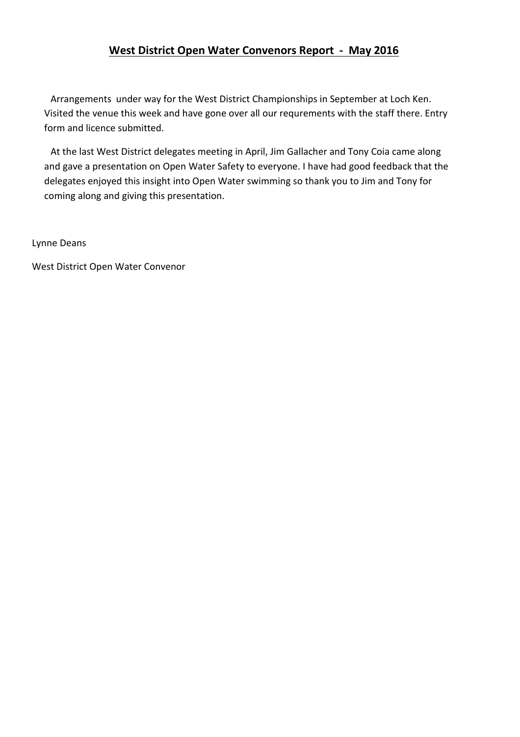## West District Open Water Convenors Report - May 2016

Arrangements under way for the West District Championships in September at Loch Ken. Visited the venue this week and have gone over all our requrements with the staff there. Entry form and licence submitted.

At the last West District delegates meeting in April, Jim Gallacher and Tony Coia came along and gave a presentation on Open Water Safety to everyone. I have had good feedback that the delegates enjoyed this insight into Open Water swimming so thank you to Jim and Tony for coming along and giving this presentation.

Lynne Deans

West District Open Water Convenor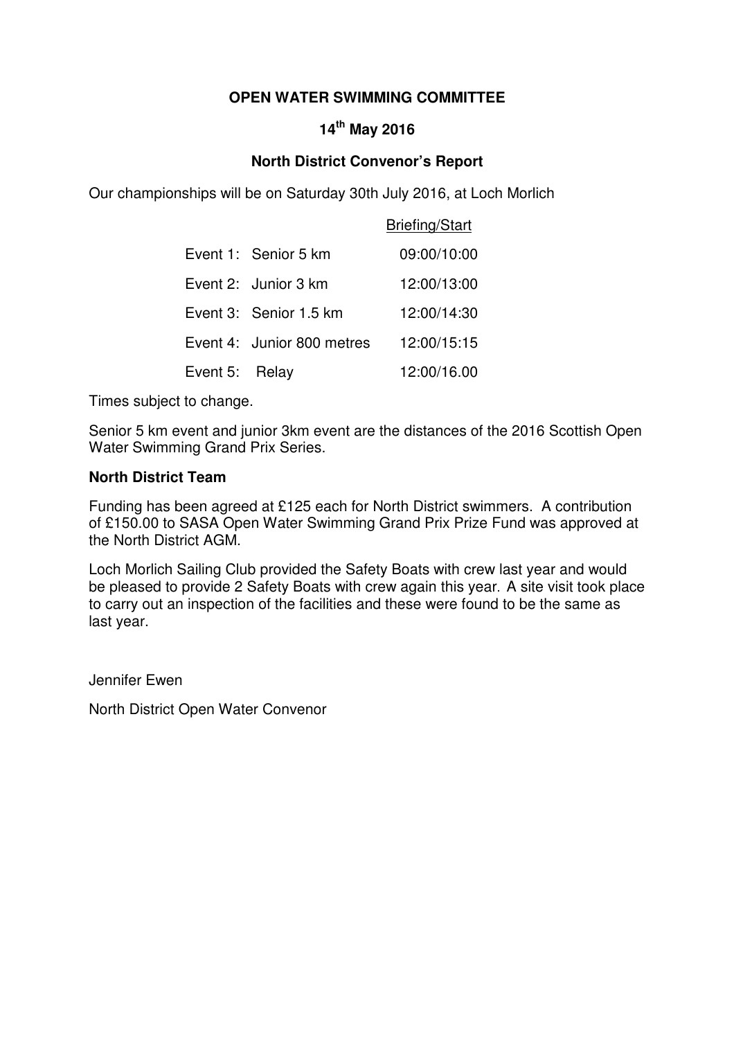**OPEN WATER SWIMMING COMMITTEE**

**14th May 2016**

**North District Convenor's Report**

Our championships will be on Saturday 30th July 2016, at Loch Morlich

| | | Briefing/Start |
|---|---|---|
| Event 1: | Senior 5 km | 09:00/10:00 |
| Event 2: | Junior 3 km | 12:00/13:00 |
| Event 3: | Senior 1.5 km | 12:00/14:30 |
| Event 4: | Junior 800 metres | 12:00/15:15 |
| Event 5: | Relay | 12:00/16.00 |

Times subject to change.

Senior 5 km event and junior 3km event are the distances of the 2016 Scottish Open Water Swimming Grand Prix Series.

**North District Team**

Funding has been agreed at £125 each for North District swimmers. A contribution of £150.00 to SASA Open Water Swimming Grand Prix Prize Fund was approved at the North District AGM.

Loch Morlich Sailing Club provided the Safety Boats with crew last year and would be pleased to provide 2 Safety Boats with crew again this year. A site visit took place to carry out an inspection of the facilities and these were found to be the same as last year.

Jennifer Ewen

North District Open Water Convenor